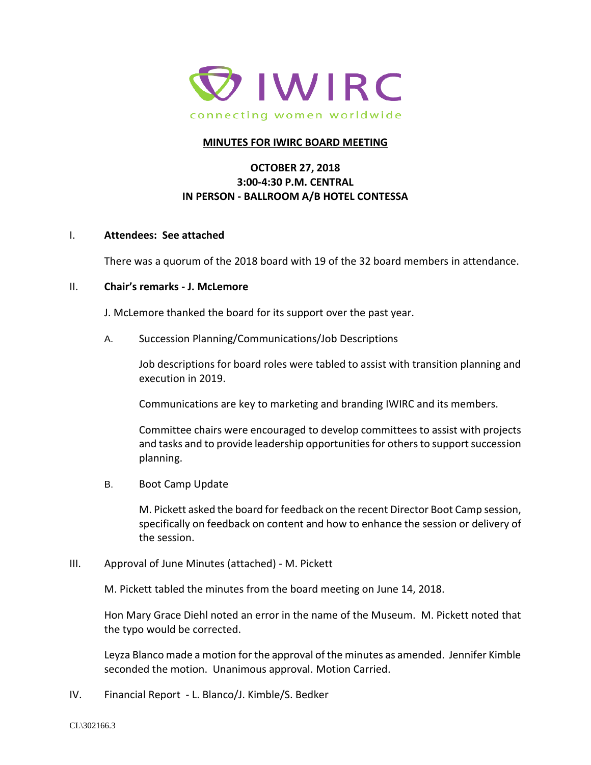IWIRC

connecting women worldwide

# MINUTES FOR IWIRC BOARD MEETING

**OCTOBER 27, 2018**
**3:00-4:30 P.M. CENTRAL**
**IN PERSON - BALLROOM A/B HOTEL CONTESSA**

I. **Attendees: See attached**

There was a quorum of the 2018 board with 19 of the 32 board members in attendance.

II. **Chair's remarks - J. McLemore**

J. McLemore thanked the board for its support over the past year.

A. Succession Planning/Communications/Job Descriptions

Job descriptions for board roles were tabled to assist with transition planning and execution in 2019.

Communications are key to marketing and branding IWIRC and its members.

Committee chairs were encouraged to develop committees to assist with projects and tasks and to provide leadership opportunities for others to support succession planning.

B. Boot Camp Update

M. Pickett asked the board for feedback on the recent Director Boot Camp session, specifically on feedback on content and how to enhance the session or delivery of the session.

III. Approval of June Minutes (attached) - M. Pickett

M. Pickett tabled the minutes from the board meeting on June 14, 2018.

Hon Mary Grace Diehl noted an error in the name of the Museum. M. Pickett noted that the typo would be corrected.

Leyza Blanco made a motion for the approval of the minutes as amended. Jennifer Kimble seconded the motion. Unanimous approval. Motion Carried.

IV. Financial Report - L. Blanco/J. Kimble/S. Bedker

CL\302166.3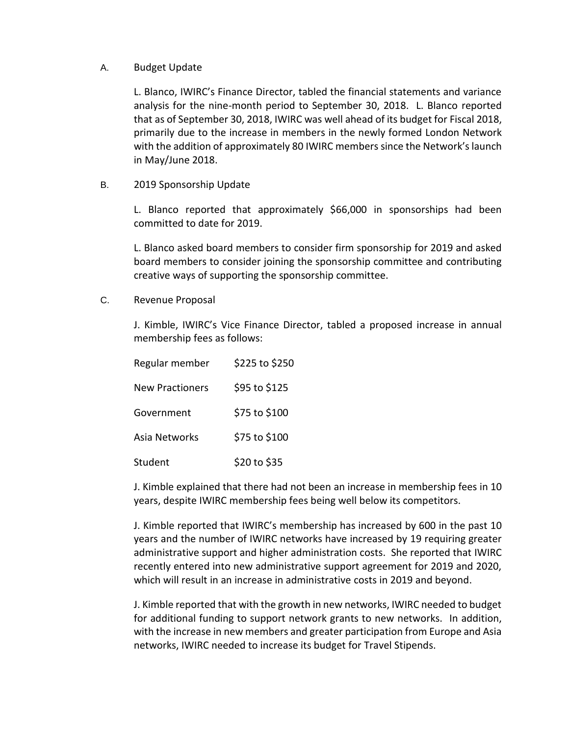A. Budget Update

L. Blanco, IWIRC's Finance Director, tabled the financial statements and variance analysis for the nine-month period to September 30, 2018. L. Blanco reported that as of September 30, 2018, IWIRC was well ahead of its budget for Fiscal 2018, primarily due to the increase in members in the newly formed London Network with the addition of approximately 80 IWIRC members since the Network's launch in May/June 2018.

B. 2019 Sponsorship Update

L. Blanco reported that approximately $66,000 in sponsorships had been committed to date for 2019.

L. Blanco asked board members to consider firm sponsorship for 2019 and asked board members to consider joining the sponsorship committee and contributing creative ways of supporting the sponsorship committee.

C. Revenue Proposal

J. Kimble, IWIRC's Vice Finance Director, tabled a proposed increase in annual membership fees as follows:

| | |
|---|---|
| Regular member | $225 to $250 |
| New Practioners | $95 to $125 |
| Government | $75 to $100 |
| Asia Networks | $75 to $100 |
| Student | $20 to $35 |

J. Kimble explained that there had not been an increase in membership fees in 10 years, despite IWIRC membership fees being well below its competitors.

J. Kimble reported that IWIRC's membership has increased by 600 in the past 10 years and the number of IWIRC networks have increased by 19 requiring greater administrative support and higher administration costs. She reported that IWIRC recently entered into new administrative support agreement for 2019 and 2020, which will result in an increase in administrative costs in 2019 and beyond.

J. Kimble reported that with the growth in new networks, IWIRC needed to budget for additional funding to support network grants to new networks. In addition, with the increase in new members and greater participation from Europe and Asia networks, IWIRC needed to increase its budget for Travel Stipends.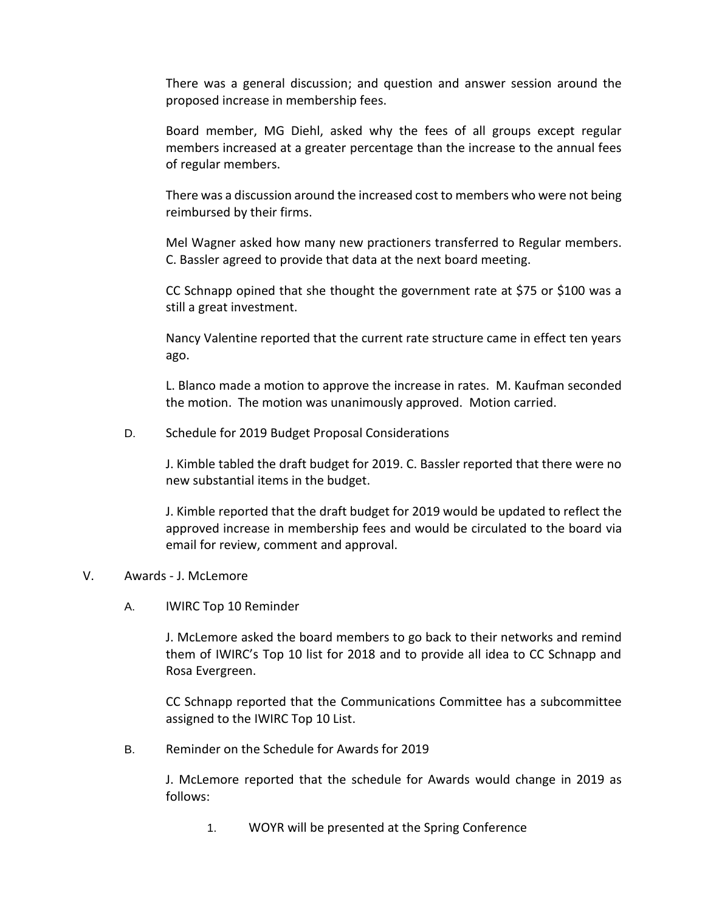There was a general discussion; and question and answer session around the proposed increase in membership fees.

Board member, MG Diehl, asked why the fees of all groups except regular members increased at a greater percentage than the increase to the annual fees of regular members.

There was a discussion around the increased cost to members who were not being reimbursed by their firms.

Mel Wagner asked how many new practioners transferred to Regular members. C. Bassler agreed to provide that data at the next board meeting.

CC Schnapp opined that she thought the government rate at $75 or $100 was a still a great investment.

Nancy Valentine reported that the current rate structure came in effect ten years ago.

L. Blanco made a motion to approve the increase in rates. M. Kaufman seconded the motion. The motion was unanimously approved. Motion carried.

D. Schedule for 2019 Budget Proposal Considerations

J. Kimble tabled the draft budget for 2019. C. Bassler reported that there were no new substantial items in the budget.

J. Kimble reported that the draft budget for 2019 would be updated to reflect the approved increase in membership fees and would be circulated to the board via email for review, comment and approval.

V. Awards - J. McLemore

A. IWIRC Top 10 Reminder

J. McLemore asked the board members to go back to their networks and remind them of IWIRC's Top 10 list for 2018 and to provide all idea to CC Schnapp and Rosa Evergreen.

CC Schnapp reported that the Communications Committee has a subcommittee assigned to the IWIRC Top 10 List.

B. Reminder on the Schedule for Awards for 2019

J. McLemore reported that the schedule for Awards would change in 2019 as follows:

1. WOYR will be presented at the Spring Conference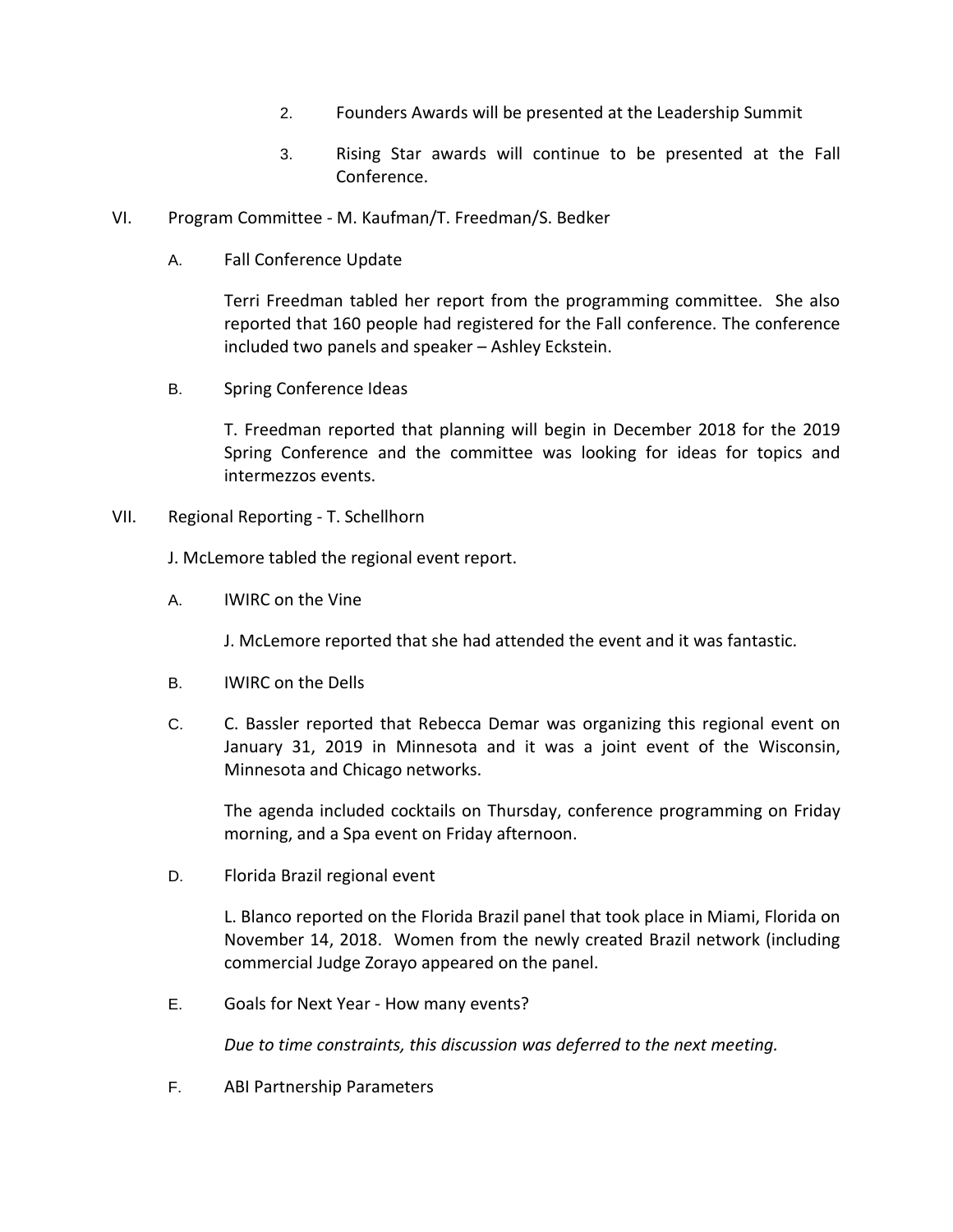2. Founders Awards will be presented at the Leadership Summit

3. Rising Star awards will continue to be presented at the Fall Conference.

VI. Program Committee - M. Kaufman/T. Freedman/S. Bedker

A. Fall Conference Update

Terri Freedman tabled her report from the programming committee. She also reported that 160 people had registered for the Fall conference. The conference included two panels and speaker – Ashley Eckstein.

B. Spring Conference Ideas

T. Freedman reported that planning will begin in December 2018 for the 2019 Spring Conference and the committee was looking for ideas for topics and intermezzos events.

VII. Regional Reporting - T. Schellhorn

J. McLemore tabled the regional event report.

A. IWIRC on the Vine

J. McLemore reported that she had attended the event and it was fantastic.

B. IWIRC on the Dells

C. C. Bassler reported that Rebecca Demar was organizing this regional event on January 31, 2019 in Minnesota and it was a joint event of the Wisconsin, Minnesota and Chicago networks.

The agenda included cocktails on Thursday, conference programming on Friday morning, and a Spa event on Friday afternoon.

D. Florida Brazil regional event

L. Blanco reported on the Florida Brazil panel that took place in Miami, Florida on November 14, 2018. Women from the newly created Brazil network (including commercial Judge Zorayo appeared on the panel.

E. Goals for Next Year - How many events?

*Due to time constraints, this discussion was deferred to the next meeting.*

F. ABI Partnership Parameters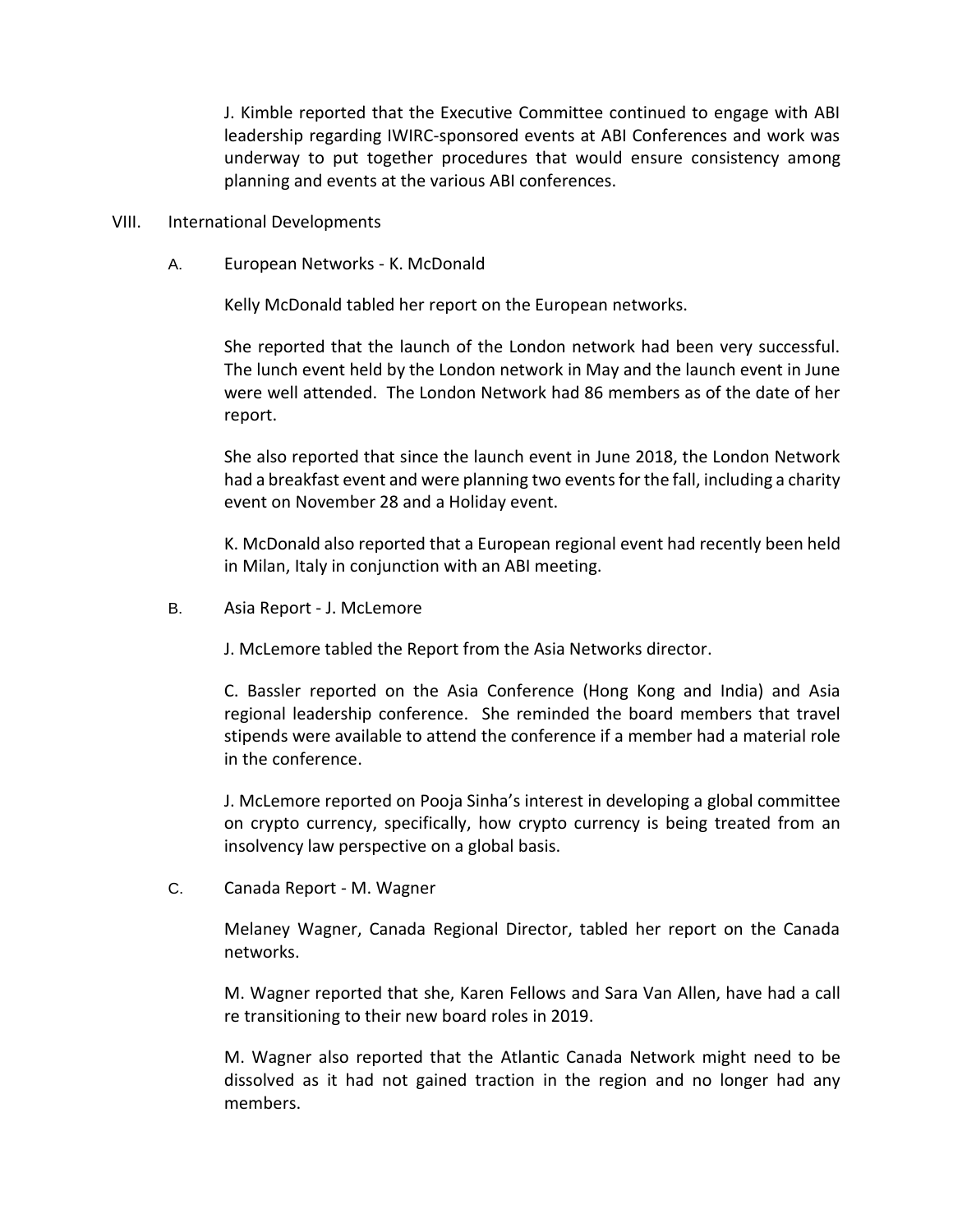J. Kimble reported that the Executive Committee continued to engage with ABI leadership regarding IWIRC-sponsored events at ABI Conferences and work was underway to put together procedures that would ensure consistency among planning and events at the various ABI conferences.

VIII. International Developments

A. European Networks - K. McDonald

Kelly McDonald tabled her report on the European networks.

She reported that the launch of the London network had been very successful. The lunch event held by the London network in May and the launch event in June were well attended. The London Network had 86 members as of the date of her report.

She also reported that since the launch event in June 2018, the London Network had a breakfast event and were planning two events for the fall, including a charity event on November 28 and a Holiday event.

K. McDonald also reported that a European regional event had recently been held in Milan, Italy in conjunction with an ABI meeting.

B. Asia Report - J. McLemore

J. McLemore tabled the Report from the Asia Networks director.

C. Bassler reported on the Asia Conference (Hong Kong and India) and Asia regional leadership conference. She reminded the board members that travel stipends were available to attend the conference if a member had a material role in the conference.

J. McLemore reported on Pooja Sinha's interest in developing a global committee on crypto currency, specifically, how crypto currency is being treated from an insolvency law perspective on a global basis.

C. Canada Report - M. Wagner

Melaney Wagner, Canada Regional Director, tabled her report on the Canada networks.

M. Wagner reported that she, Karen Fellows and Sara Van Allen, have had a call re transitioning to their new board roles in 2019.

M. Wagner also reported that the Atlantic Canada Network might need to be dissolved as it had not gained traction in the region and no longer had any members.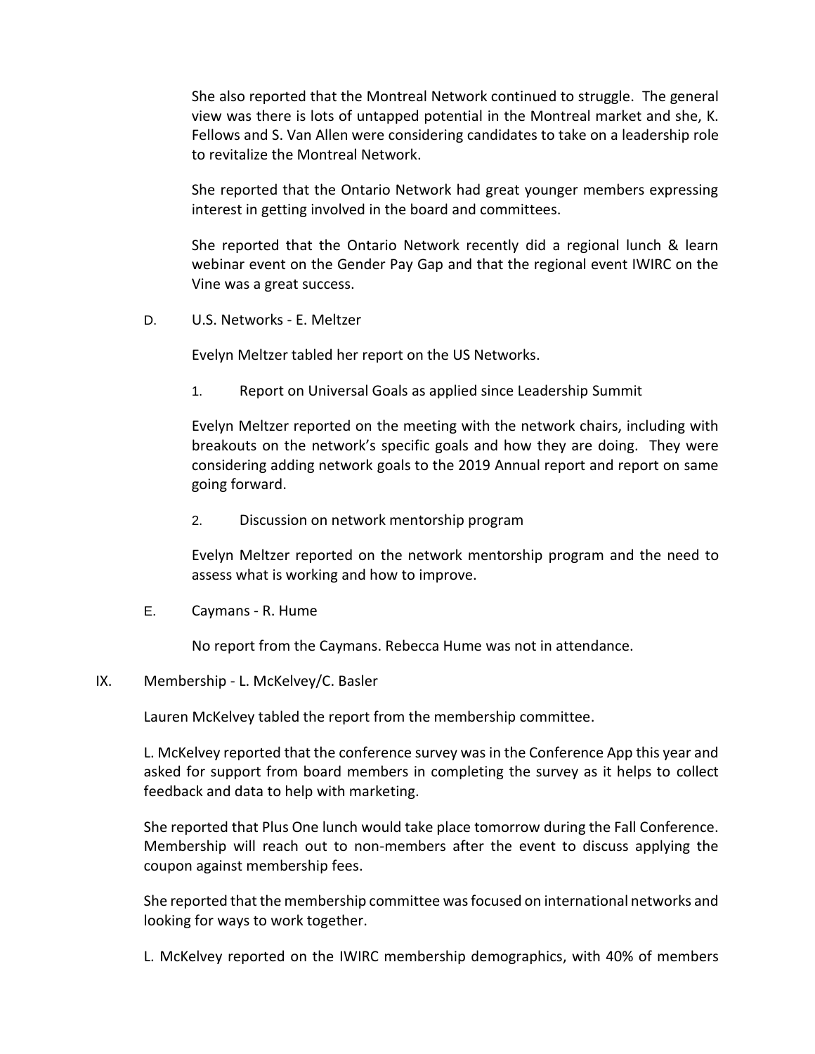She also reported that the Montreal Network continued to struggle. The general view was there is lots of untapped potential in the Montreal market and she, K. Fellows and S. Van Allen were considering candidates to take on a leadership role to revitalize the Montreal Network.

She reported that the Ontario Network had great younger members expressing interest in getting involved in the board and committees.

She reported that the Ontario Network recently did a regional lunch & learn webinar event on the Gender Pay Gap and that the regional event IWIRC on the Vine was a great success.

D. U.S. Networks - E. Meltzer

Evelyn Meltzer tabled her report on the US Networks.

1. Report on Universal Goals as applied since Leadership Summit

Evelyn Meltzer reported on the meeting with the network chairs, including with breakouts on the network's specific goals and how they are doing. They were considering adding network goals to the 2019 Annual report and report on same going forward.

2. Discussion on network mentorship program

Evelyn Meltzer reported on the network mentorship program and the need to assess what is working and how to improve.

E. Caymans - R. Hume

No report from the Caymans. Rebecca Hume was not in attendance.

IX. Membership - L. McKelvey/C. Basler

Lauren McKelvey tabled the report from the membership committee.

L. McKelvey reported that the conference survey was in the Conference App this year and asked for support from board members in completing the survey as it helps to collect feedback and data to help with marketing.

She reported that Plus One lunch would take place tomorrow during the Fall Conference. Membership will reach out to non-members after the event to discuss applying the coupon against membership fees.

She reported that the membership committee was focused on international networks and looking for ways to work together.

L. McKelvey reported on the IWIRC membership demographics, with 40% of members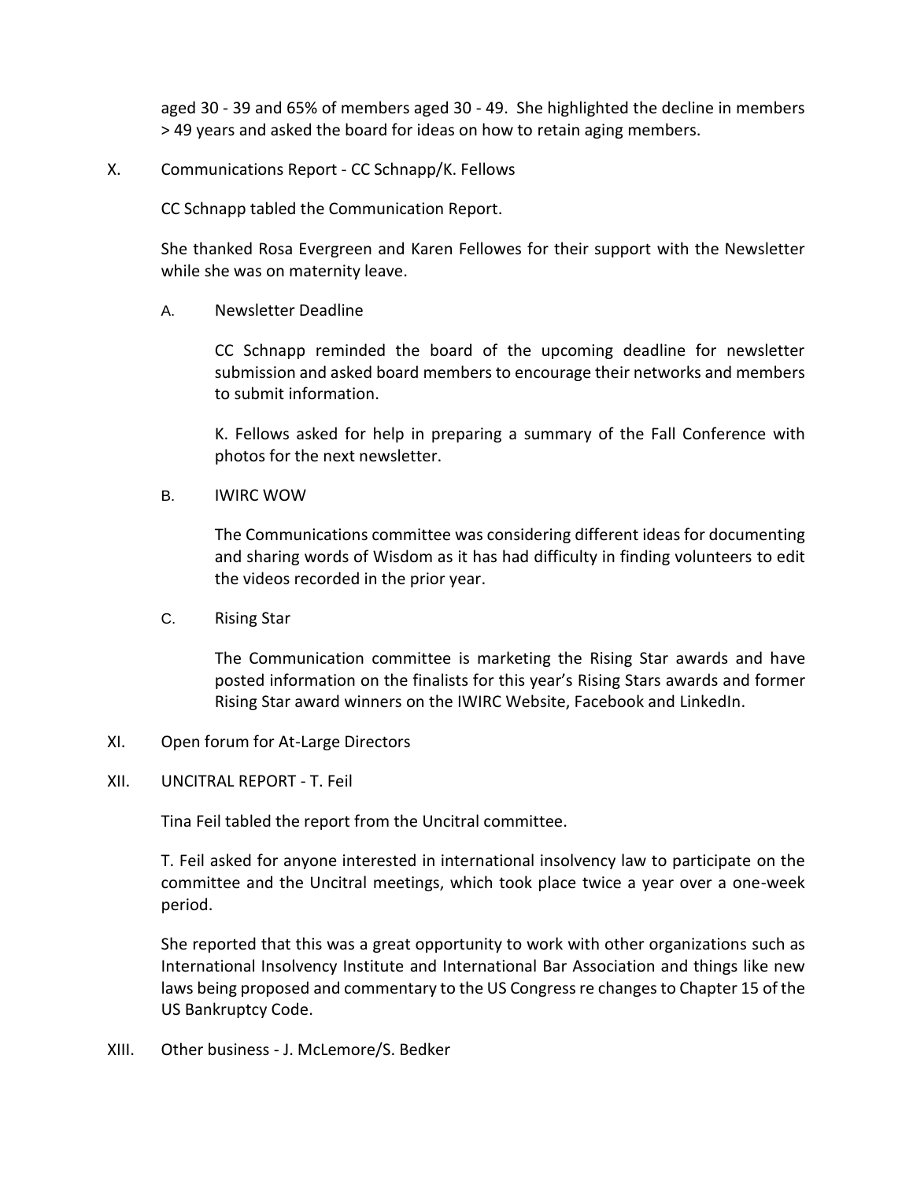aged 30 - 39 and 65% of members aged 30 - 49. She highlighted the decline in members > 49 years and asked the board for ideas on how to retain aging members.

X. Communications Report - CC Schnapp/K. Fellows

CC Schnapp tabled the Communication Report.

She thanked Rosa Evergreen and Karen Fellowes for their support with the Newsletter while she was on maternity leave.

A. Newsletter Deadline

CC Schnapp reminded the board of the upcoming deadline for newsletter submission and asked board members to encourage their networks and members to submit information.

K. Fellows asked for help in preparing a summary of the Fall Conference with photos for the next newsletter.

B. IWIRC WOW

The Communications committee was considering different ideas for documenting and sharing words of Wisdom as it has had difficulty in finding volunteers to edit the videos recorded in the prior year.

C. Rising Star

The Communication committee is marketing the Rising Star awards and have posted information on the finalists for this year's Rising Stars awards and former Rising Star award winners on the IWIRC Website, Facebook and LinkedIn.

XI. Open forum for At-Large Directors

XII. UNCITRAL REPORT - T. Feil

Tina Feil tabled the report from the Uncitral committee.

T. Feil asked for anyone interested in international insolvency law to participate on the committee and the Uncitral meetings, which took place twice a year over a one-week period.

She reported that this was a great opportunity to work with other organizations such as International Insolvency Institute and International Bar Association and things like new laws being proposed and commentary to the US Congress re changes to Chapter 15 of the US Bankruptcy Code.

XIII. Other business - J. McLemore/S. Bedker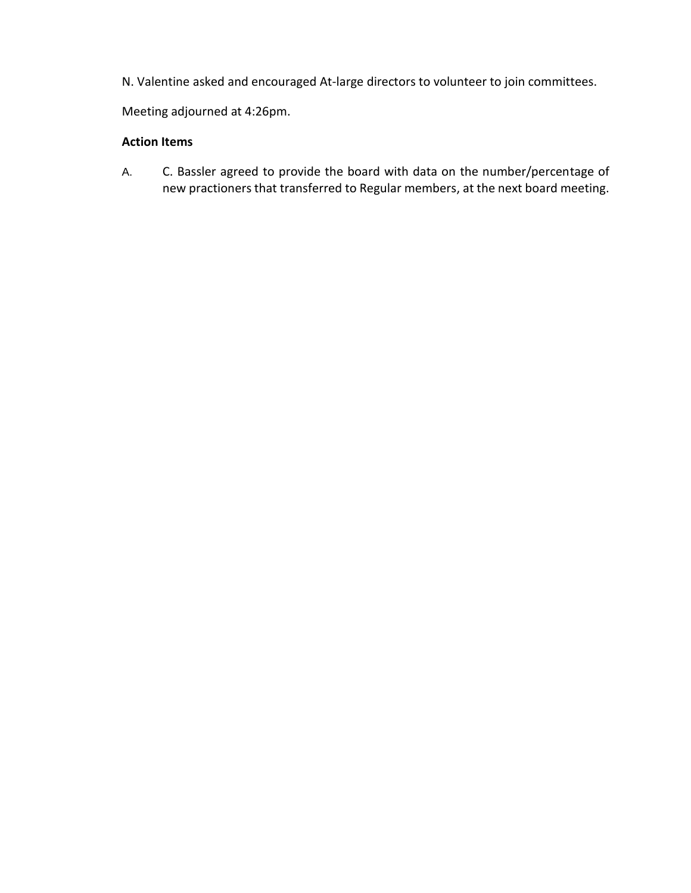N. Valentine asked and encouraged At-large directors to volunteer to join committees.

Meeting adjourned at 4:26pm.

**Action Items**

A. C. Bassler agreed to provide the board with data on the number/percentage of new practioners that transferred to Regular members, at the next board meeting.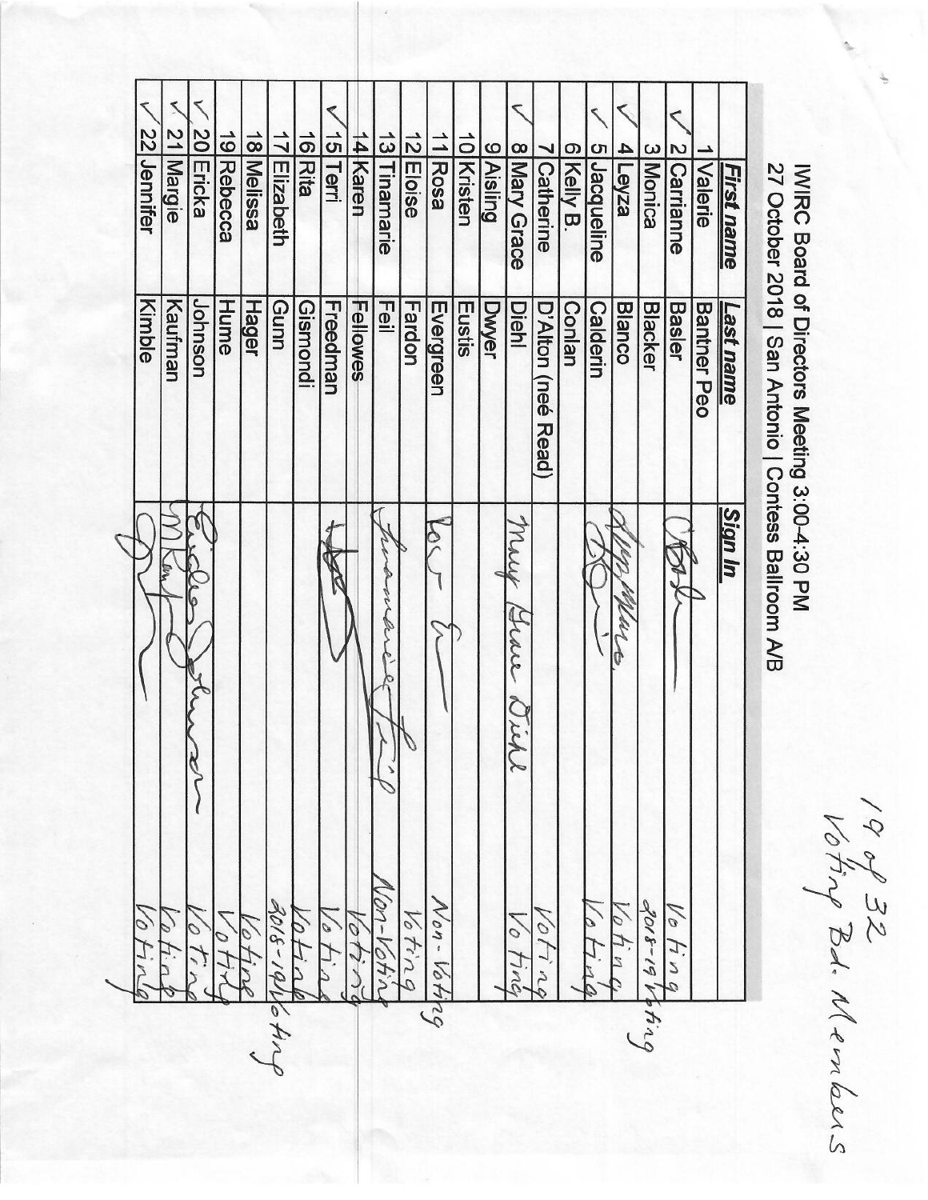19 of 32 Voting Bd. Members

IWIRC Board of Directors Meeting 3:00-4:30 PM
27 October 2018 | San Antonio | Contess Ballroom A/B

| | | First name | Last name | Sign In | |
|---|---|---|---|---|---|
| | 1 | Valerie | Bantner Peo | | |
| ✓ | 2 | Carrianne | Basler | [signature] | Voting |
| | 3 | Monica | Blacker | | 2018-19 Voting |
| ✓ | 4 | Leyza | Blanco | [signature] | Voting |
| ✓ | 5 | Jacqueline | Calderin | [signature] | Voting |
| | 6 | Kelly B. | Conlan | | |
| | 7 | Catherine | D'Alton (neé Read) | | Voting |
| ✓ | 8 | Mary Grace | Diehl | Mary Grace Diehl | Voting |
| | 9 | Aisling | Dwyer | | |
| | 10 | Kristen | Eustis | | |
| | 11 | Rosa | Evergreen | [signature] | Non-Voting |
| | 12 | Eloise | Fardon | | Voting |
| | 13 | Tinamarie | Feil | Tinamarie Feil | Non-Voting |
| | 14 | Karen | Fellowes | | Voting |
| ✓ | 15 | Terri | Freedman | [signature] | Voting |
| | 16 | Rita | Gismondi | | Voting |
| | 17 | Elizabeth | Gunn | | 2018-19 Voting |
| | 18 | Melissa | Hager | | Voting |
| | 19 | Rebecca | Hume | | Voting |
| ✓ | 20 | Ericka | Johnson | Ericka Johnson | Voting |
| ✓ | 21 | Margie | Kaufman | M Kaufman | Voting |
| ✓ | 22 | Jennifer | Kimble | [signature] | Voting |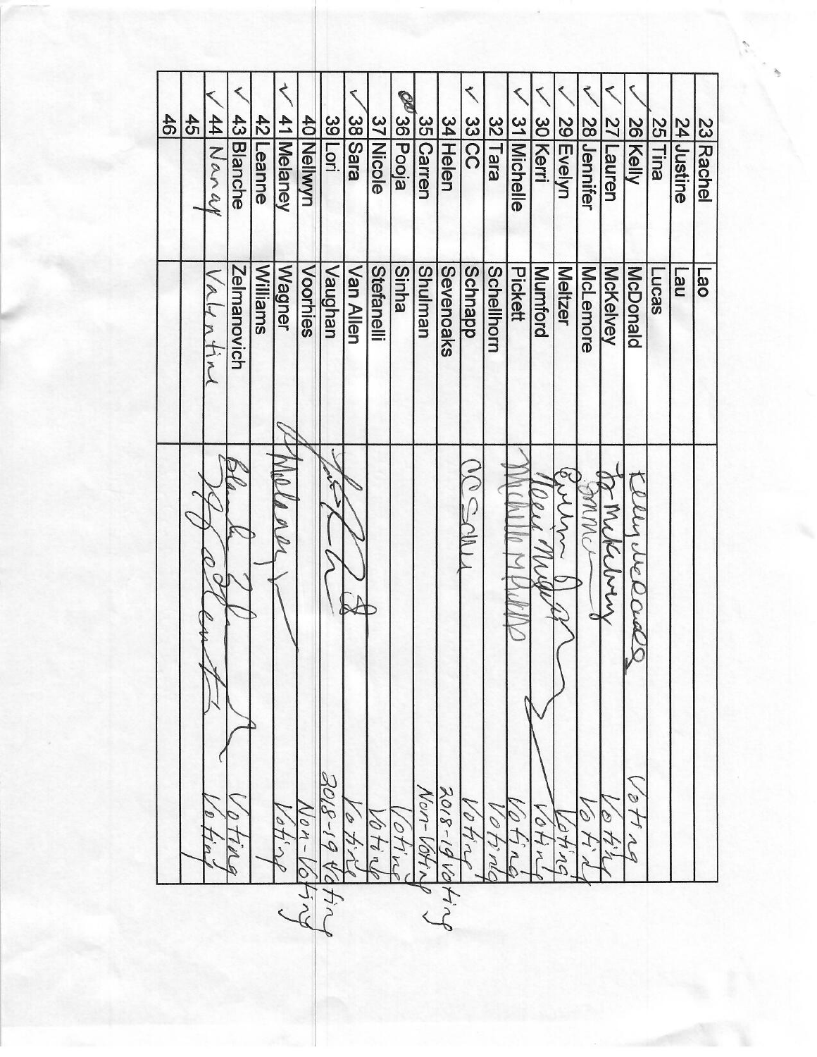| | | | | |
|---|---|---|---|---|
| | 23 | Rachel | Lao | | |
| | 24 | Justine | Lau | | |
| | 25 | Tina | Lucas | | |
| ✓ | 26 | Kelly | McDonald | Kelly McDonald | Voting |
| ✓ | 27 | Lauren | McKelvey | L McKelvey | Voting |
| ✓ | 28 | Jennifer | McLemore | Jennifer | Voting |
| ✓ | 29 | Evelyn | Meltzer | Evelyn | Voting |
| ✓ | 30 | Kerri | Mumford | Kerri Mumford | Voting |
| ✓ | 31 | Michelle | Pickett | Michelle M Pickett | Voting |
| | 32 | Tara | Schellhorn | | Voting |
| ✓ | 33 | CC | Schnapp | CC Schnapp | Voting |
| | 34 | Helen | Sevenoaks | | 2018-19 Voting |
| | 35 | Carren | Shulman | | Non-Voting |
| | 36 | Pooja | Sinha | | Voting |
| | 37 | Nicole | Stefanelli | | Voting |
| ✓ | 38 | Sara | Van Allen | | Voting |
| | 39 | Lori | Vaughan | Lori | 2018-19 Voting |
| | 40 | Nellwyn | Voorhies | | Non-Voting |
| ✓ | 41 | Melaney | Wagner | Melaney | Voting |
| | 42 | Leanne | Williams | | |
| ✓ | 43 | Blanche | Zelmanovich | Blanche Zelmanovich | Voting |
| ✓ | 44 | Nancy | Valentin | Nancy Valentin | Voting |
| | 45 | | | | |
| | 46 | | | | |